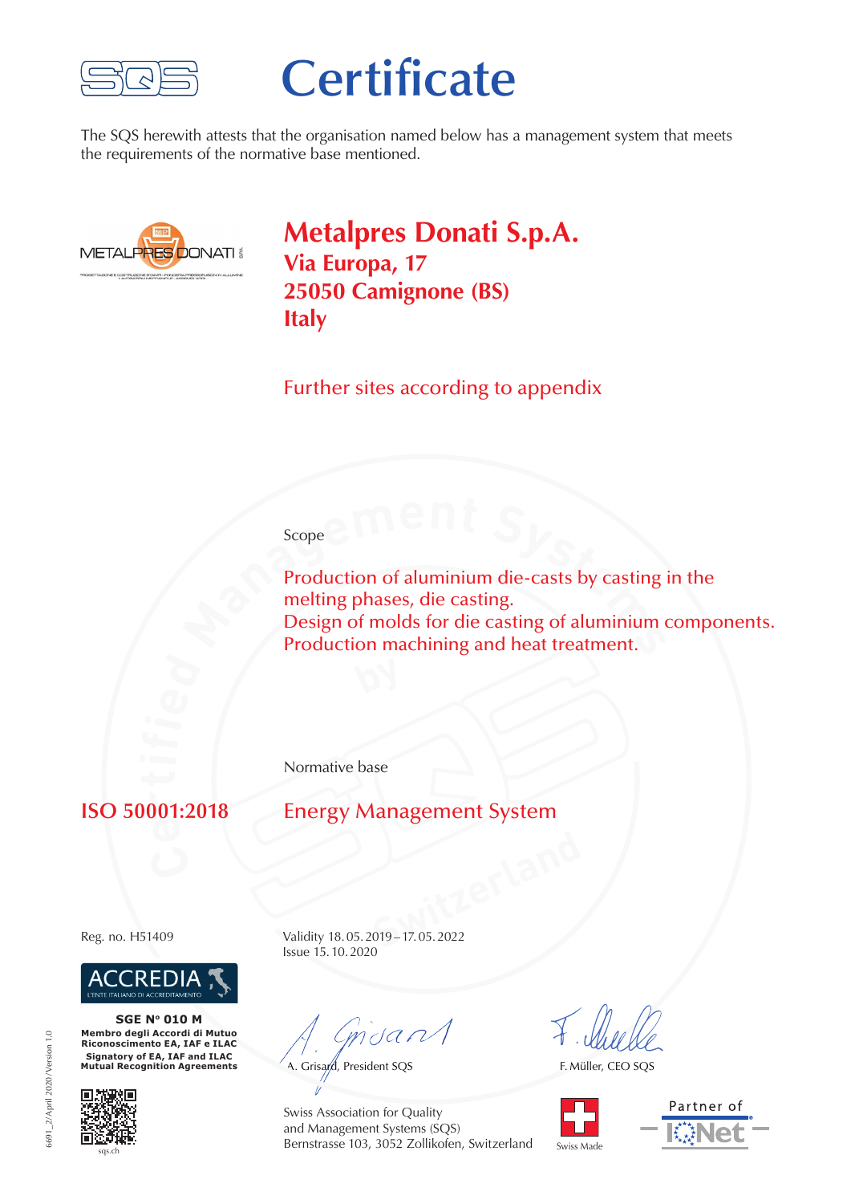# Certificate

The SQS herewith attests that the organisation named below has a management system that meets the requirements of the normative base mentioned.

## Metalpres Donati S.p.A.
**Via Europa, 17**
**25050 Camignone (BS)**
**Italy**

Further sites according to appendix

Scope

Production of aluminium die-casts by casting in the melting phases, die casting.
Design of molds for die casting of aluminium components.
Production machining and heat treatment.

Normative base

**ISO 50001:2018** Energy Management System

Reg. no. H51409

Validity 18. 05. 2019 – 17. 05. 2022
Issue 15. 10. 2020

ACCREDIA
L'ENTE ITALIANO DI ACCREDITAMENTO

**SGE N° 010 M**
**Membro degli Accordi di Mutuo Riconoscimento EA, IAF e ILAC**
**Signatory of EA, IAF and ILAC Mutual Recognition Agreements**

A. Grisard, President SQS

F. Müller, CEO SQS

Swiss Association for Quality
and Management Systems (SQS)
Bernstrasse 103, 3052 Zollikofen, Switzerland

sqs.ch

Swiss Made

Partner of IQNet

6691_2/April 2020/Version 1.0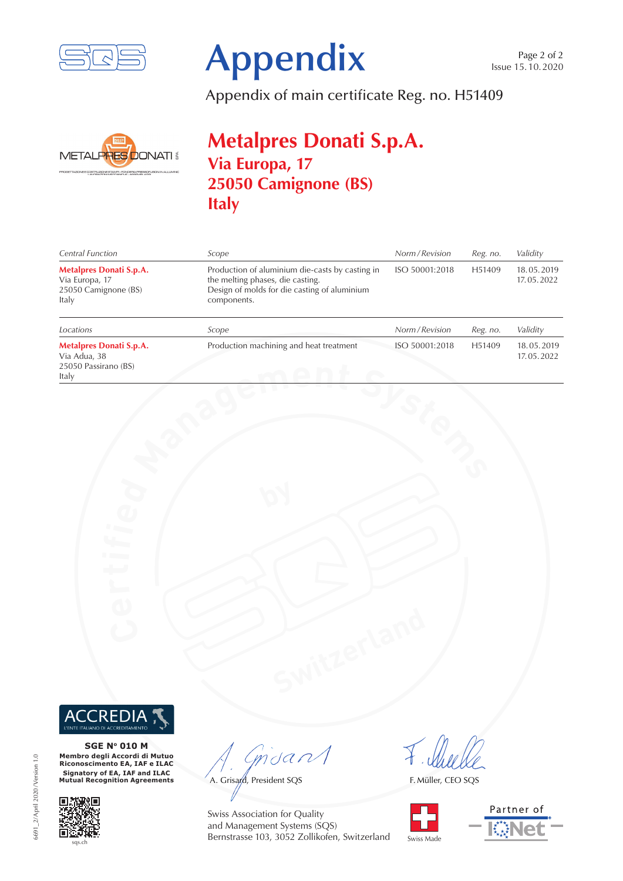# Appendix

Issue 15.10.2020

Appendix of main certificate Reg. no. H51409

## Metalpres Donati S.p.A.
### Via Europa, 17
### 25050 Camignone (BS)
### Italy

| *Central Function* | *Scope* | *Norm / Revision* | *Reg. no.* | *Validity* |
|---|---|---|---|---|
| **Metalpres Donati S.p.A.** Via Europa, 17 25050 Camignone (BS) Italy | Production of aluminium die-casts by casting in the melting phases, die casting. Design of molds for die casting of aluminium components. | ISO 50001:2018 | H51409 | 18.05.2019 17.05.2022 |

| *Locations* | *Scope* | *Norm / Revision* | *Reg. no.* | *Validity* |
|---|---|---|---|---|
| **Metalpres Donati S.p.A.** Via Adua, 38 25050 Passirano (BS) Italy | Production machining and heat treatment | ISO 50001:2018 | H51409 | 18.05.2019 17.05.2022 |

ACCREDIA
L'ENTE ITALIANO DI ACCREDITAMENTO

**SGE N° 010 M**
**Membro degli Accordi di Mutuo Riconoscimento EA, IAF e ILAC**
**Signatory of EA, IAF and ILAC Mutual Recognition Agreements**

sqs.ch

A. Grisard, President SQS

F. Müller, CEO SQS

Swiss Association for Quality and Management Systems (SQS)
Bernstrasse 103, 3052 Zollikofen, Switzerland

Swiss Made

Partner of IQNet

6691_2/April 2020/Version 1.0